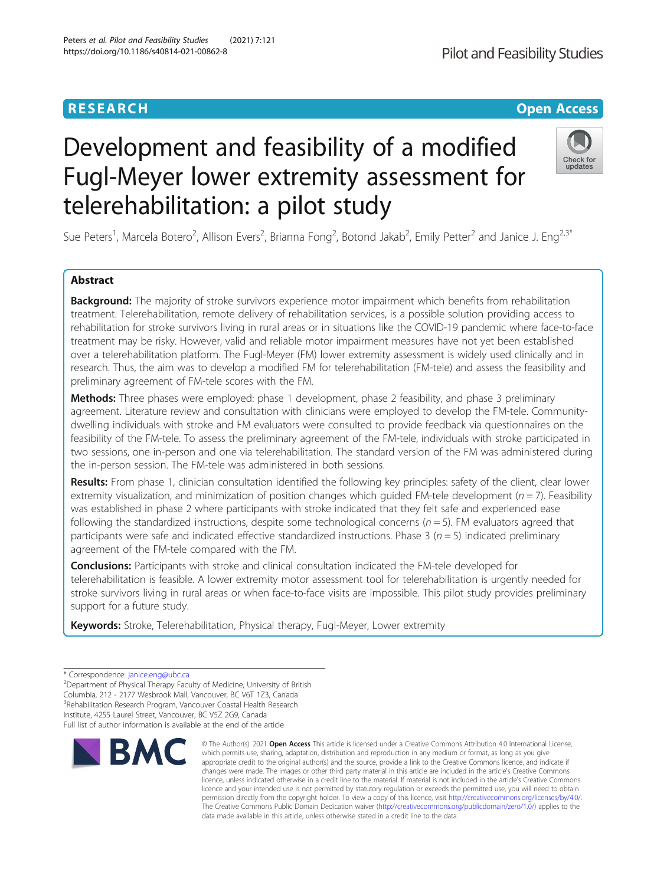RESEARCH

Open Access

# Development and feasibility of a modified Fugl-Meyer lower extremity assessment for telerehabilitation: a pilot study

Sue Peters[1], Marcela Botero[2], Allison Evers[2], Brianna Fong[2], Botond Jakab[2], Emily Petter[2] and Janice J. Eng[2,3*]

## Abstract

**Background:** The majority of stroke survivors experience motor impairment which benefits from rehabilitation treatment. Telerehabilitation, remote delivery of rehabilitation services, is a possible solution providing access to rehabilitation for stroke survivors living in rural areas or in situations like the COVID-19 pandemic where face-to-face treatment may be risky. However, valid and reliable motor impairment measures have not yet been established over a telerehabilitation platform. The Fugl-Meyer (FM) lower extremity assessment is widely used clinically and in research. Thus, the aim was to develop a modified FM for telerehabilitation (FM-tele) and assess the feasibility and preliminary agreement of FM-tele scores with the FM.

**Methods:** Three phases were employed: phase 1 development, phase 2 feasibility, and phase 3 preliminary agreement. Literature review and consultation with clinicians were employed to develop the FM-tele. Community-dwelling individuals with stroke and FM evaluators were consulted to provide feedback via questionnaires on the feasibility of the FM-tele. To assess the preliminary agreement of the FM-tele, individuals with stroke participated in two sessions, one in-person and one via telerehabilitation. The standard version of the FM was administered during the in-person session. The FM-tele was administered in both sessions.

**Results:** From phase 1, clinician consultation identified the following key principles: safety of the client, clear lower extremity visualization, and minimization of position changes which guided FM-tele development ($n = 7$). Feasibility was established in phase 2 where participants with stroke indicated that they felt safe and experienced ease following the standardized instructions, despite some technological concerns ($n = 5$). FM evaluators agreed that participants were safe and indicated effective standardized instructions. Phase 3 ($n = 5$) indicated preliminary agreement of the FM-tele compared with the FM.

**Conclusions:** Participants with stroke and clinical consultation indicated the FM-tele developed for telerehabilitation is feasible. A lower extremity motor assessment tool for telerehabilitation is urgently needed for stroke survivors living in rural areas or when face-to-face visits are impossible. This pilot study provides preliminary support for a future study.

**Keywords:** Stroke, Telerehabilitation, Physical therapy, Fugl-Meyer, Lower extremity

---

* Correspondence: janice.eng@ubc.ca
[2]Department of Physical Therapy Faculty of Medicine, University of British Columbia, 212 - 2177 Wesbrook Mall, Vancouver, BC V6T 1Z3, Canada
[3]Rehabilitation Research Program, Vancouver Coastal Health Research Institute, 4255 Laurel Street, Vancouver, BC V5Z 2G9, Canada
Full list of author information is available at the end of the article

© The Author(s). 2021 **Open Access** This article is licensed under a Creative Commons Attribution 4.0 International License, which permits use, sharing, adaptation, distribution and reproduction in any medium or format, as long as you give appropriate credit to the original author(s) and the source, provide a link to the Creative Commons licence, and indicate if changes were made. The images or other third party material in this article are included in the article's Creative Commons licence, unless indicated otherwise in a credit line to the material. If material is not included in the article's Creative Commons licence and your intended use is not permitted by statutory regulation or exceeds the permitted use, you will need to obtain permission directly from the copyright holder. To view a copy of this licence, visit http://creativecommons.org/licenses/by/4.0/. The Creative Commons Public Domain Dedication waiver (http://creativecommons.org/publicdomain/zero/1.0/) applies to the data made available in this article, unless otherwise stated in a credit line to the data.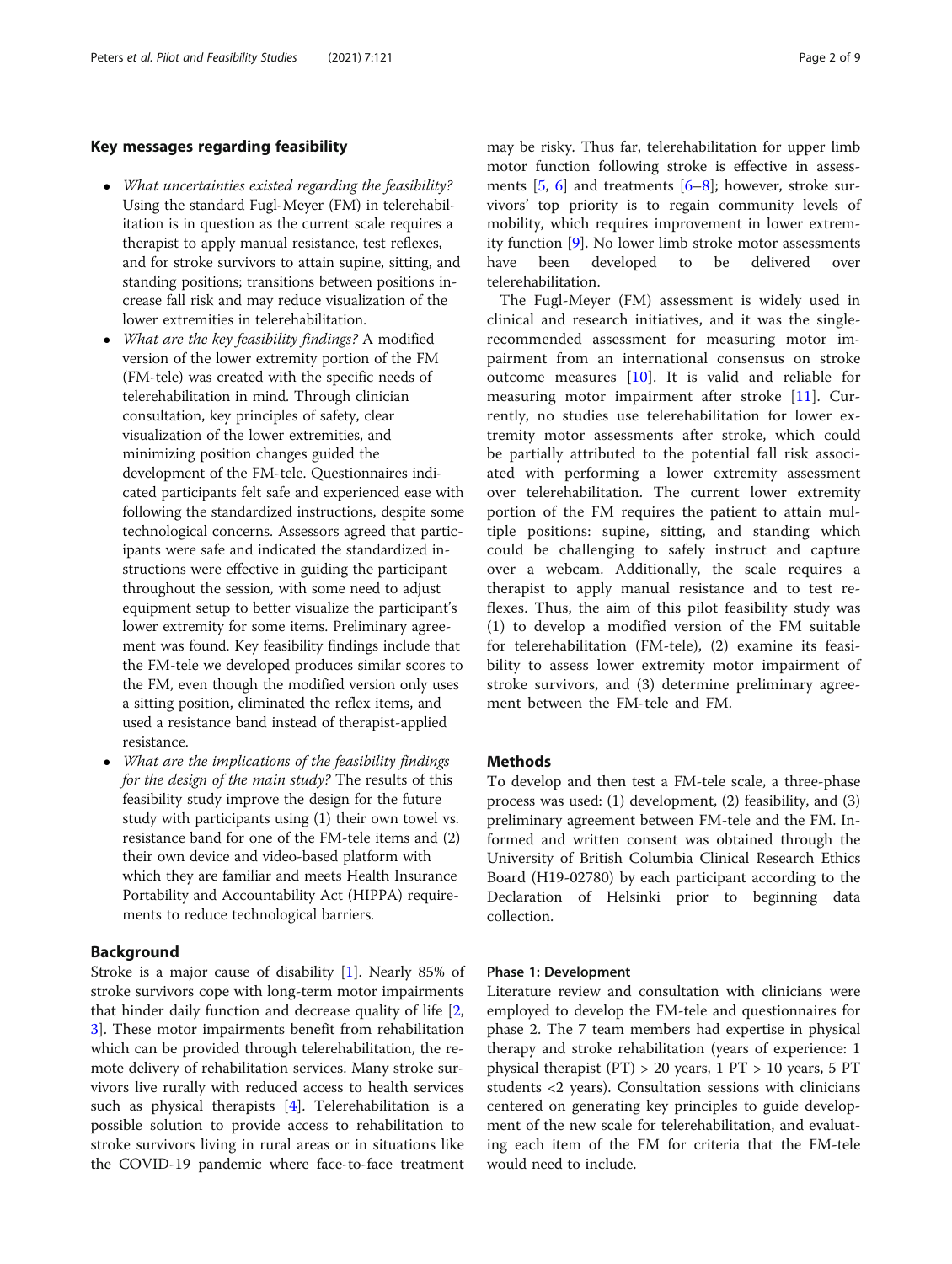## Key messages regarding feasibility

- *What uncertainties existed regarding the feasibility?* Using the standard Fugl-Meyer (FM) in telerehabilitation is in question as the current scale requires a therapist to apply manual resistance, test reflexes, and for stroke survivors to attain supine, sitting, and standing positions; transitions between positions increase fall risk and may reduce visualization of the lower extremities in telerehabilitation.
- *What are the key feasibility findings?* A modified version of the lower extremity portion of the FM (FM-tele) was created with the specific needs of telerehabilitation in mind. Through clinician consultation, key principles of safety, clear visualization of the lower extremities, and minimizing position changes guided the development of the FM-tele. Questionnaires indicated participants felt safe and experienced ease with following the standardized instructions, despite some technological concerns. Assessors agreed that participants were safe and indicated the standardized instructions were effective in guiding the participant throughout the session, with some need to adjust equipment setup to better visualize the participant's lower extremity for some items. Preliminary agreement was found. Key feasibility findings include that the FM-tele we developed produces similar scores to the FM, even though the modified version only uses a sitting position, eliminated the reflex items, and used a resistance band instead of therapist-applied resistance.
- *What are the implications of the feasibility findings for the design of the main study?* The results of this feasibility study improve the design for the future study with participants using (1) their own towel vs. resistance band for one of the FM-tele items and (2) their own device and video-based platform with which they are familiar and meets Health Insurance Portability and Accountability Act (HIPPA) requirements to reduce technological barriers.

## Background

Stroke is a major cause of disability [1]. Nearly 85% of stroke survivors cope with long-term motor impairments that hinder daily function and decrease quality of life [2, 3]. These motor impairments benefit from rehabilitation which can be provided through telerehabilitation, the remote delivery of rehabilitation services. Many stroke survivors live rurally with reduced access to health services such as physical therapists [4]. Telerehabilitation is a possible solution to provide access to rehabilitation to stroke survivors living in rural areas or in situations like the COVID-19 pandemic where face-to-face treatment may be risky. Thus far, telerehabilitation for upper limb motor function following stroke is effective in assessments [5, 6] and treatments [6–8]; however, stroke survivors' top priority is to regain community levels of mobility, which requires improvement in lower extremity function [9]. No lower limb stroke motor assessments have been developed to be delivered over telerehabilitation.

The Fugl-Meyer (FM) assessment is widely used in clinical and research initiatives, and it was the single-recommended assessment for measuring motor impairment from an international consensus on stroke outcome measures [10]. It is valid and reliable for measuring motor impairment after stroke [11]. Currently, no studies use telerehabilitation for lower extremity motor assessments after stroke, which could be partially attributed to the potential fall risk associated with performing a lower extremity assessment over telerehabilitation. The current lower extremity portion of the FM requires the patient to attain multiple positions: supine, sitting, and standing which could be challenging to safely instruct and capture over a webcam. Additionally, the scale requires a therapist to apply manual resistance and to test reflexes. Thus, the aim of this pilot feasibility study was (1) to develop a modified version of the FM suitable for telerehabilitation (FM-tele), (2) examine its feasibility to assess lower extremity motor impairment of stroke survivors, and (3) determine preliminary agreement between the FM-tele and FM.

## Methods

To develop and then test a FM-tele scale, a three-phase process was used: (1) development, (2) feasibility, and (3) preliminary agreement between FM-tele and the FM. Informed and written consent was obtained through the University of British Columbia Clinical Research Ethics Board (H19-02780) by each participant according to the Declaration of Helsinki prior to beginning data collection.

### Phase 1: Development

Literature review and consultation with clinicians were employed to develop the FM-tele and questionnaires for phase 2. The 7 team members had expertise in physical therapy and stroke rehabilitation (years of experience: 1 physical therapist (PT) > 20 years, 1 PT > 10 years, 5 PT students <2 years). Consultation sessions with clinicians centered on generating key principles to guide development of the new scale for telerehabilitation, and evaluating each item of the FM for criteria that the FM-tele would need to include.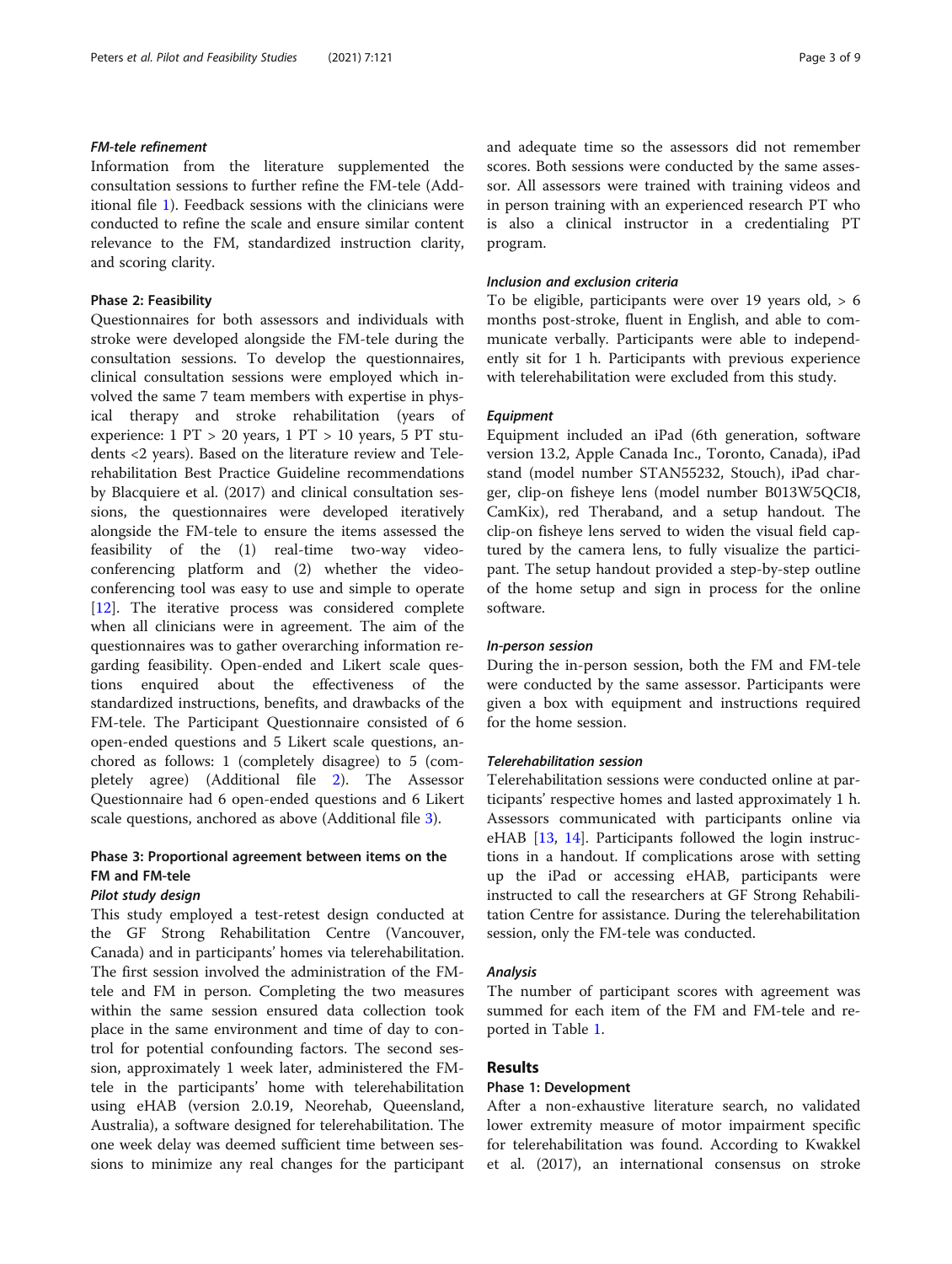#### FM-tele refinement

Information from the literature supplemented the consultation sessions to further refine the FM-tele (Additional file 1). Feedback sessions with the clinicians were conducted to refine the scale and ensure similar content relevance to the FM, standardized instruction clarity, and scoring clarity.

### Phase 2: Feasibility

Questionnaires for both assessors and individuals with stroke were developed alongside the FM-tele during the consultation sessions. To develop the questionnaires, clinical consultation sessions were employed which involved the same 7 team members with expertise in physical therapy and stroke rehabilitation (years of experience: 1 PT > 20 years, 1 PT > 10 years, 5 PT students <2 years). Based on the literature review and Telerehabilitation Best Practice Guideline recommendations by Blacquiere et al. (2017) and clinical consultation sessions, the questionnaires were developed iteratively alongside the FM-tele to ensure the items assessed the feasibility of the (1) real-time two-way videoconferencing platform and (2) whether the videoconferencing tool was easy to use and simple to operate [12]. The iterative process was considered complete when all clinicians were in agreement. The aim of the questionnaires was to gather overarching information regarding feasibility. Open-ended and Likert scale questions enquired about the effectiveness of the standardized instructions, benefits, and drawbacks of the FM-tele. The Participant Questionnaire consisted of 6 open-ended questions and 5 Likert scale questions, anchored as follows: 1 (completely disagree) to 5 (completely agree) (Additional file 2). The Assessor Questionnaire had 6 open-ended questions and 6 Likert scale questions, anchored as above (Additional file 3).

### Phase 3: Proportional agreement between items on the FM and FM-tele

#### Pilot study design

This study employed a test-retest design conducted at the GF Strong Rehabilitation Centre (Vancouver, Canada) and in participants' homes via telerehabilitation. The first session involved the administration of the FM-tele and FM in person. Completing the two measures within the same session ensured data collection took place in the same environment and time of day to control for potential confounding factors. The second session, approximately 1 week later, administered the FM-tele in the participants' home with telerehabilitation using eHAB (version 2.0.19, Neorehab, Queensland, Australia), a software designed for telerehabilitation. The one week delay was deemed sufficient time between sessions to minimize any real changes for the participant and adequate time so the assessors did not remember scores. Both sessions were conducted by the same assessor. All assessors were trained with training videos and in person training with an experienced research PT who is also a clinical instructor in a credentialing PT program.

#### Inclusion and exclusion criteria

To be eligible, participants were over 19 years old, > 6 months post-stroke, fluent in English, and able to communicate verbally. Participants were able to independently sit for 1 h. Participants with previous experience with telerehabilitation were excluded from this study.

#### Equipment

Equipment included an iPad (6th generation, software version 13.2, Apple Canada Inc., Toronto, Canada), iPad stand (model number STAN55232, Stouch), iPad charger, clip-on fisheye lens (model number B013W5QCI8, CamKix), red Theraband, and a setup handout. The clip-on fisheye lens served to widen the visual field captured by the camera lens, to fully visualize the participant. The setup handout provided a step-by-step outline of the home setup and sign in process for the online software.

#### In-person session

During the in-person session, both the FM and FM-tele were conducted by the same assessor. Participants were given a box with equipment and instructions required for the home session.

#### Telerehabilitation session

Telerehabilitation sessions were conducted online at participants' respective homes and lasted approximately 1 h. Assessors communicated with participants online via eHAB [13, 14]. Participants followed the login instructions in a handout. If complications arose with setting up the iPad or accessing eHAB, participants were instructed to call the researchers at GF Strong Rehabilitation Centre for assistance. During the telerehabilitation session, only the FM-tele was conducted.

#### Analysis

The number of participant scores with agreement was summed for each item of the FM and FM-tele and reported in Table 1.

## Results

### Phase 1: Development

After a non-exhaustive literature search, no validated lower extremity measure of motor impairment specific for telerehabilitation was found. According to Kwakkel et al. (2017), an international consensus on stroke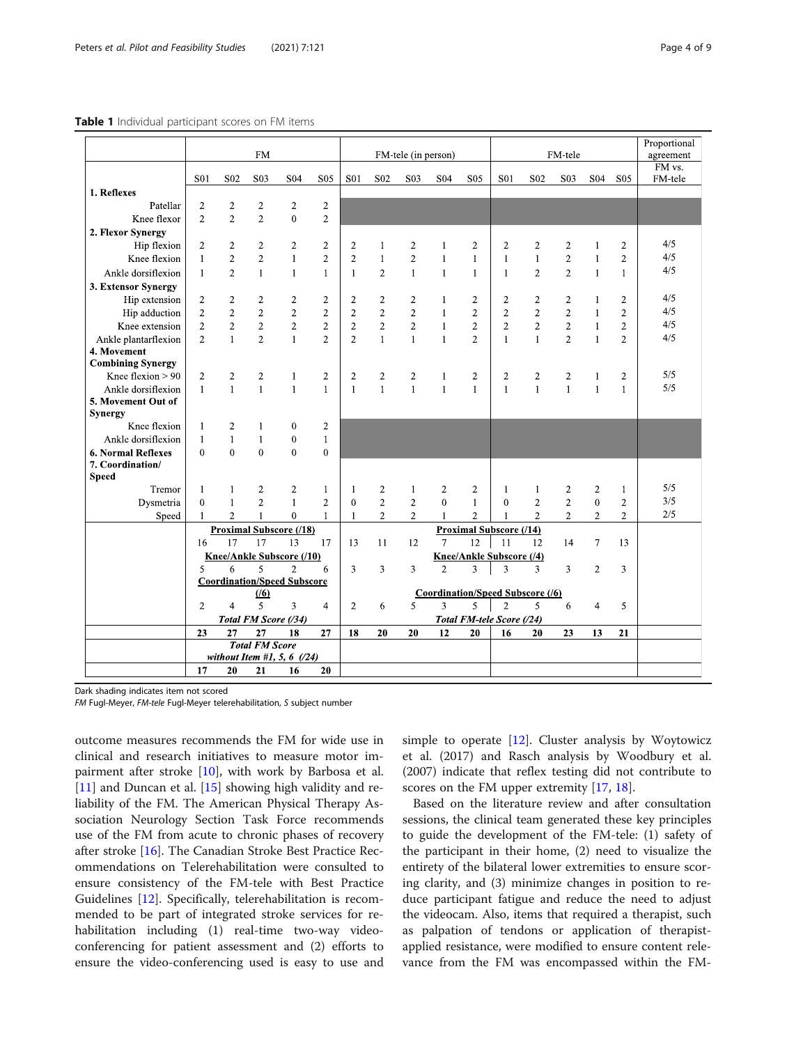**Table 1** Individual participant scores on FM items

| | FM | | | | | FM-tele (in person) | | | | | FM-tele | | | | | Proportional agreement |
|---|---|---|---|---|---|---|---|---|---|---|---|---|---|---|---|---|
| | S01 | S02 | S03 | S04 | S05 | S01 | S02 | S03 | S04 | S05 | S01 | S02 | S03 | S04 | S05 | FM vs. FM-tele |
| **1. Reflexes** | | | | | | | | | | | | | | | | |
| Patellar | 2 | 2 | 2 | 2 | 2 | | | | | | | | | | | |
| Knee flexor | 2 | 2 | 2 | 0 | 2 | | | | | | | | | | | |
| **2. Flexor Synergy** | | | | | | | | | | | | | | | | |
| Hip flexion | 2 | 2 | 2 | 2 | 2 | 2 | 1 | 2 | 1 | 2 | 2 | 2 | 2 | 1 | 2 | 4/5 |
| Knee flexion | 1 | 2 | 2 | 1 | 2 | 2 | 1 | 2 | 1 | 1 | 1 | 1 | 2 | 1 | 2 | 4/5 |
| Ankle dorsiflexion | 1 | 2 | 1 | 1 | 1 | 1 | 2 | 1 | 1 | 1 | 1 | 2 | 2 | 1 | 1 | 4/5 |
| **3. Extensor Synergy** | | | | | | | | | | | | | | | | |
| Hip extension | 2 | 2 | 2 | 2 | 2 | 2 | 2 | 2 | 1 | 2 | 2 | 2 | 2 | 1 | 2 | 4/5 |
| Hip adduction | 2 | 2 | 2 | 2 | 2 | 2 | 2 | 2 | 1 | 2 | 2 | 2 | 2 | 1 | 2 | 4/5 |
| Knee extension | 2 | 2 | 2 | 2 | 2 | 2 | 2 | 2 | 1 | 2 | 2 | 2 | 2 | 1 | 2 | 4/5 |
| Ankle plantarflexion | 2 | 1 | 2 | 1 | 2 | 2 | 1 | 1 | 1 | 2 | 1 | 1 | 2 | 1 | 2 | 4/5 |
| **4. Movement Combining Synergy** | | | | | | | | | | | | | | | | |
| Knee flexion > 90 | 2 | 2 | 2 | 1 | 2 | 2 | 2 | 2 | 1 | 2 | 2 | 2 | 2 | 1 | 2 | 5/5 |
| Ankle dorsiflexion | 1 | 1 | 1 | 1 | 1 | 1 | 1 | 1 | 1 | 1 | 1 | 1 | 1 | 1 | 1 | 5/5 |
| **5. Movement Out of Synergy** | | | | | | | | | | | | | | | | |
| Knee flexion | 1 | 2 | 1 | 0 | 2 | | | | | | | | | | | |
| Ankle dorsiflexion | 1 | 1 | 1 | 0 | 1 | | | | | | | | | | | |
| **6. Normal Reflexes** | 0 | 0 | 0 | 0 | 0 | | | | | | | | | | | |
| **7. Coordination/ Speed** | | | | | | | | | | | | | | | | |
| Tremor | 1 | 1 | 2 | 2 | 1 | 1 | 2 | 1 | 2 | 2 | 1 | 1 | 2 | 2 | 1 | 5/5 |
| Dysmetria | 0 | 1 | 2 | 1 | 2 | 0 | 2 | 2 | 0 | 1 | 0 | 2 | 2 | 0 | 2 | 3/5 |
| Speed | 1 | 2 | 1 | 0 | 1 | 1 | 2 | 2 | 1 | 2 | 1 | 2 | 2 | 2 | 2 | 2/5 |
| | **Proximal Subscore (/18)** | | | | | **Proximal Subscore (/14)** | | | | | | | | | | |
| | 16 | 17 | 17 | 13 | 17 | 13 | 11 | 12 | 7 | 12 | 11 | 12 | 14 | 7 | 13 | |
| | **Knee/Ankle Subscore (/10)** | | | | | **Knee/Ankle Subscore (/4)** | | | | | | | | | | |
| | 5 | 6 | 5 | 2 | 6 | 3 | 3 | 3 | 2 | 3 | 3 | 3 | 3 | 2 | 3 | |
| | **Coordination/Speed Subscore (/6)** | | | | | **Coordination/Speed Subscore (/6)** | | | | | | | | | | |
| | 2 | 4 | 5 | 3 | 4 | 2 | 6 | 5 | 3 | 5 | 2 | 5 | 6 | 4 | 5 | |
| | ***Total FM Score (/34)*** | | | | | ***Total FM-tele Score (/24)*** | | | | | | | | | | |
| | **23** | **27** | **27** | **18** | **27** | **18** | **20** | **20** | **12** | **20** | **16** | **20** | **23** | **13** | **21** | |
| | ***Total FM Score without Item #1, 5, 6 (/24)*** | | | | | | | | | | | | | | | |
| | **17** | **20** | **21** | **16** | **20** | | | | | | | | | | | |

Dark shading indicates item not scored

*FM* Fugl-Meyer, *FM-tele* Fugl-Meyer telerehabilitation, *S* subject number

outcome measures recommends the FM for wide use in clinical and research initiatives to measure motor impairment after stroke [10], with work by Barbosa et al. [11] and Duncan et al. [15] showing high validity and reliability of the FM. The American Physical Therapy Association Neurology Section Task Force recommends use of the FM from acute to chronic phases of recovery after stroke [16]. The Canadian Stroke Best Practice Recommendations on Telerehabilitation were consulted to ensure consistency of the FM-tele with Best Practice Guidelines [12]. Specifically, telerehabilitation is recommended to be part of integrated stroke services for rehabilitation including (1) real-time two-way video-conferencing for patient assessment and (2) efforts to ensure the video-conferencing used is easy to use and simple to operate [12]. Cluster analysis by Woytowicz et al. (2017) and Rasch analysis by Woodbury et al. (2007) indicate that reflex testing did not contribute to scores on the FM upper extremity [17, 18].

Based on the literature review and after consultation sessions, the clinical team generated these key principles to guide the development of the FM-tele: (1) safety of the participant in their home, (2) need to visualize the entirety of the bilateral lower extremities to ensure scoring clarity, and (3) minimize changes in position to reduce participant fatigue and reduce the need to adjust the videocam. Also, items that required a therapist, such as palpation of tendons or application of therapist-applied resistance, were modified to ensure content relevance from the FM was encompassed within the FM-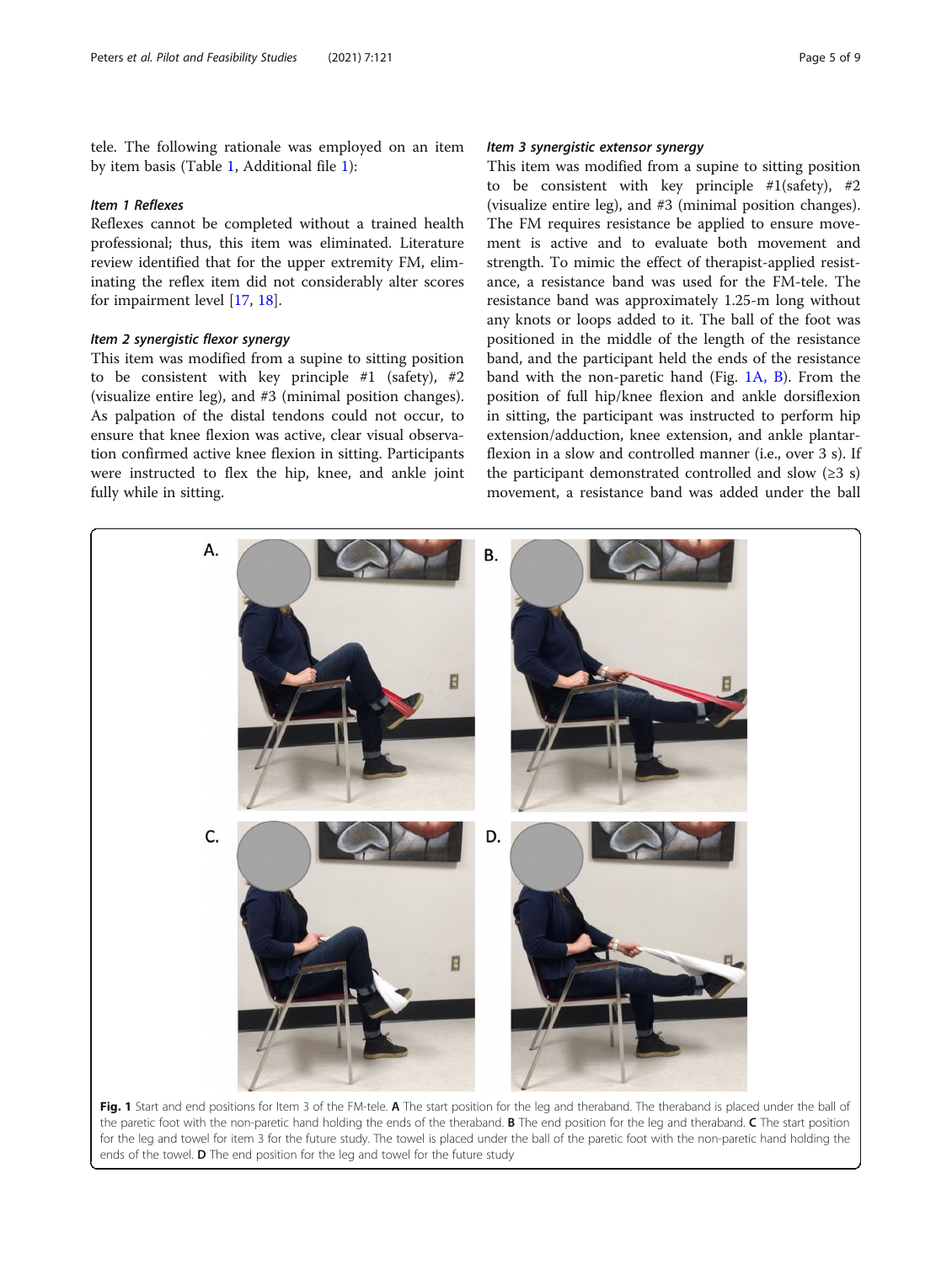tele. The following rationale was employed on an item by item basis (Table 1, Additional file 1):

### Item 1 Reflexes

Reflexes cannot be completed without a trained health professional; thus, this item was eliminated. Literature review identified that for the upper extremity FM, eliminating the reflex item did not considerably alter scores for impairment level [17, 18].

### Item 2 synergistic flexor synergy

This item was modified from a supine to sitting position to be consistent with key principle #1 (safety), #2 (visualize entire leg), and #3 (minimal position changes). As palpation of the distal tendons could not occur, to ensure that knee flexion was active, clear visual observation confirmed active knee flexion in sitting. Participants were instructed to flex the hip, knee, and ankle joint fully while in sitting.

### Item 3 synergistic extensor synergy

This item was modified from a supine to sitting position to be consistent with key principle #1(safety), #2 (visualize entire leg), and #3 (minimal position changes). The FM requires resistance be applied to ensure movement is active and to evaluate both movement and strength. To mimic the effect of therapist-applied resistance, a resistance band was used for the FM-tele. The resistance band was approximately 1.25-m long without any knots or loops added to it. The ball of the foot was positioned in the middle of the length of the resistance band, and the participant held the ends of the resistance band with the non-paretic hand (Fig. 1A, B). From the position of full hip/knee flexion and ankle dorsiflexion in sitting, the participant was instructed to perform hip extension/adduction, knee extension, and ankle plantarflexion in a slow and controlled manner (i.e., over 3 s). If the participant demonstrated controlled and slow (≥3 s) movement, a resistance band was added under the ball

**Fig. 1** Start and end positions for Item 3 of the FM-tele. **A** The start position for the leg and theraband. The theraband is placed under the ball of the paretic foot with the non-paretic hand holding the ends of the theraband. **B** The end position for the leg and theraband. **C** The start position for the leg and towel for item 3 for the future study. The towel is placed under the ball of the paretic foot with the non-paretic hand holding the ends of the towel. **D** The end position for the leg and towel for the future study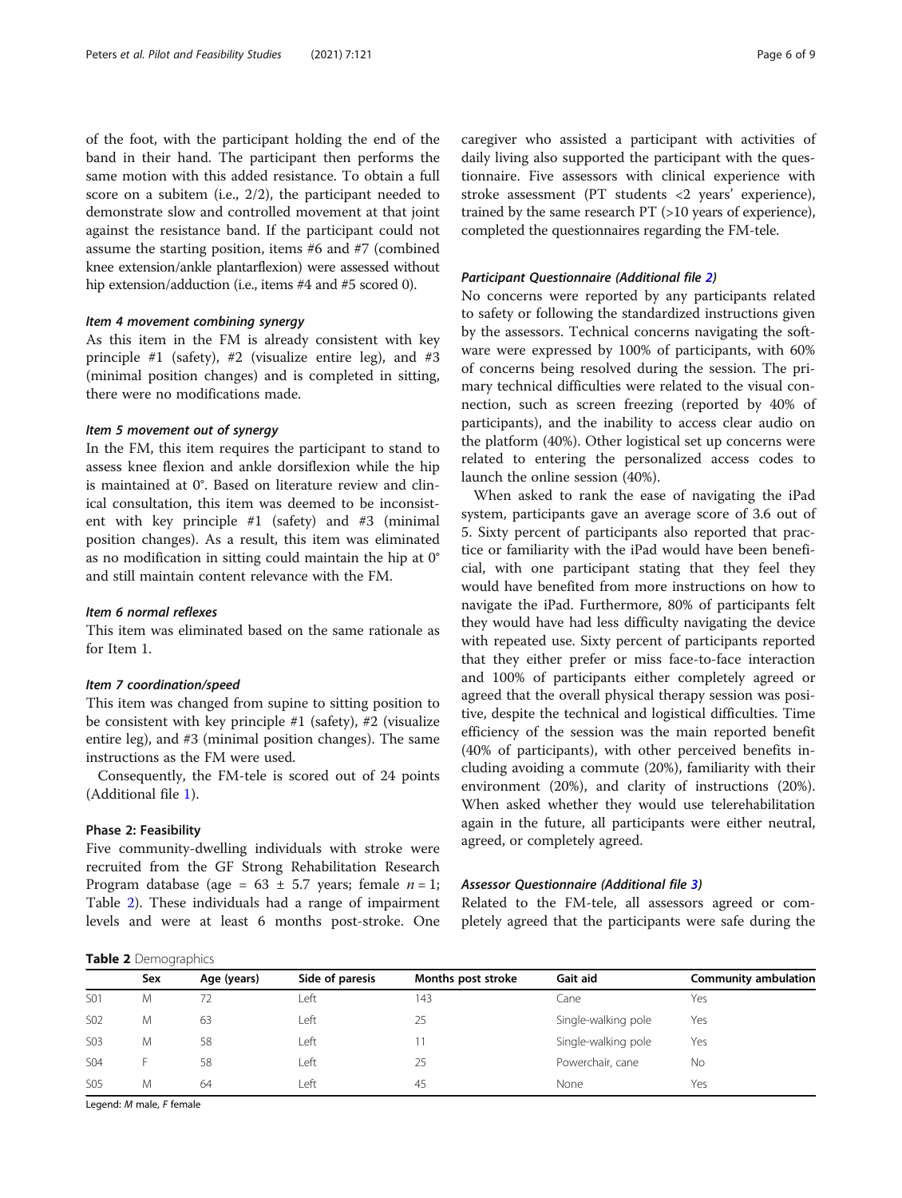of the foot, with the participant holding the end of the band in their hand. The participant then performs the same motion with this added resistance. To obtain a full score on a subitem (i.e., 2/2), the participant needed to demonstrate slow and controlled movement at that joint against the resistance band. If the participant could not assume the starting position, items #6 and #7 (combined knee extension/ankle plantarflexion) were assessed without hip extension/adduction (i.e., items #4 and #5 scored 0).

#### *Item 4 movement combining synergy*

As this item in the FM is already consistent with key principle #1 (safety), #2 (visualize entire leg), and #3 (minimal position changes) and is completed in sitting, there were no modifications made.

#### *Item 5 movement out of synergy*

In the FM, this item requires the participant to stand to assess knee flexion and ankle dorsiflexion while the hip is maintained at 0°. Based on literature review and clinical consultation, this item was deemed to be inconsistent with key principle #1 (safety) and #3 (minimal position changes). As a result, this item was eliminated as no modification in sitting could maintain the hip at 0° and still maintain content relevance with the FM.

#### *Item 6 normal reflexes*

This item was eliminated based on the same rationale as for Item 1.

#### *Item 7 coordination/speed*

This item was changed from supine to sitting position to be consistent with key principle #1 (safety), #2 (visualize entire leg), and #3 (minimal position changes). The same instructions as the FM were used.

Consequently, the FM-tele is scored out of 24 points (Additional file 1).

### Phase 2: Feasibility

Five community-dwelling individuals with stroke were recruited from the GF Strong Rehabilitation Research Program database (age = 63 ± 5.7 years; female *n* = 1; Table 2). These individuals had a range of impairment levels and were at least 6 months post-stroke. One caregiver who assisted a participant with activities of daily living also supported the participant with the questionnaire. Five assessors with clinical experience with stroke assessment (PT students <2 years' experience), trained by the same research PT (>10 years of experience), completed the questionnaires regarding the FM-tele.

#### *Participant Questionnaire (Additional file 2)*

No concerns were reported by any participants related to safety or following the standardized instructions given by the assessors. Technical concerns navigating the software were expressed by 100% of participants, with 60% of concerns being resolved during the session. The primary technical difficulties were related to the visual connection, such as screen freezing (reported by 40% of participants), and the inability to access clear audio on the platform (40%). Other logistical set up concerns were related to entering the personalized access codes to launch the online session (40%).

When asked to rank the ease of navigating the iPad system, participants gave an average score of 3.6 out of 5. Sixty percent of participants also reported that practice or familiarity with the iPad would have been beneficial, with one participant stating that they feel they would have benefited from more instructions on how to navigate the iPad. Furthermore, 80% of participants felt they would have had less difficulty navigating the device with repeated use. Sixty percent of participants reported that they either prefer or miss face-to-face interaction and 100% of participants either completely agreed or agreed that the overall physical therapy session was positive, despite the technical and logistical difficulties. Time efficiency of the session was the main reported benefit (40% of participants), with other perceived benefits including avoiding a commute (20%), familiarity with their environment (20%), and clarity of instructions (20%). When asked whether they would use telerehabilitation again in the future, all participants were either neutral, agreed, or completely agreed.

#### *Assessor Questionnaire (Additional file 3)*

Related to the FM-tele, all assessors agreed or completely agreed that the participants were safe during the

**Table 2** Demographics

| | Sex | Age (years) | Side of paresis | Months post stroke | Gait aid | Community ambulation |
|---|---|---|---|---|---|---|
| S01 | M | 72 | Left | 143 | Cane | Yes |
| S02 | M | 63 | Left | 25 | Single-walking pole | Yes |
| S03 | M | 58 | Left | 11 | Single-walking pole | Yes |
| S04 | F | 58 | Left | 25 | Powerchair, cane | No |
| S05 | M | 64 | Left | 45 | None | Yes |

Legend: *M* male, *F* female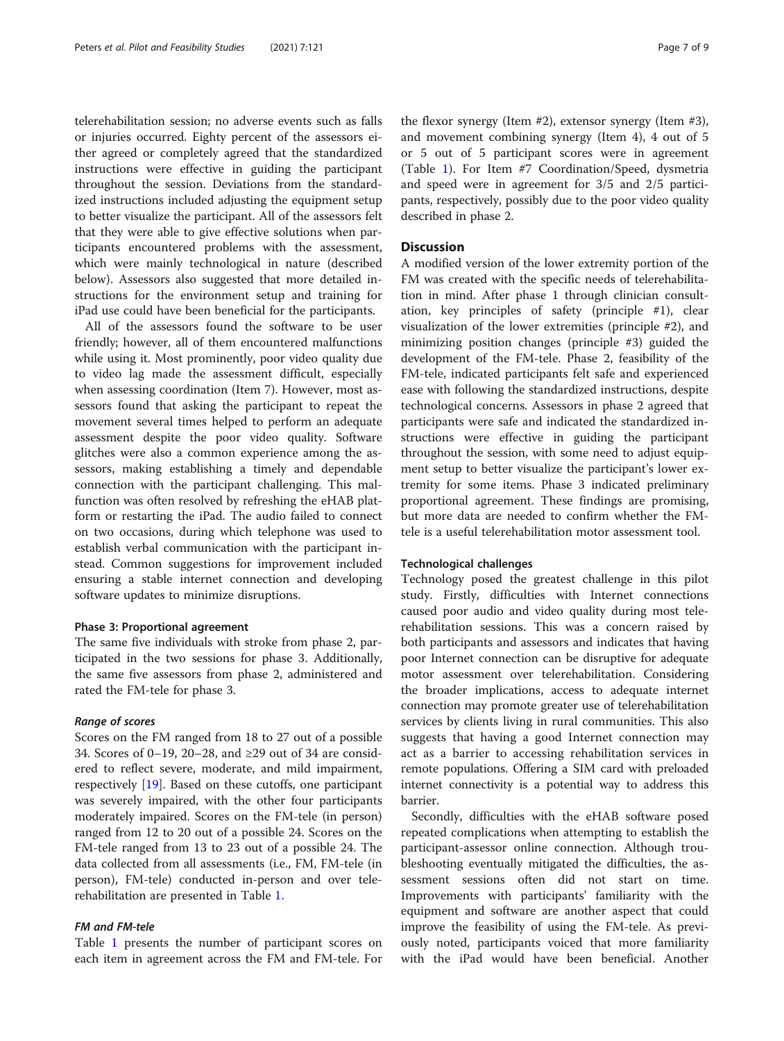telerehabilitation session; no adverse events such as falls or injuries occurred. Eighty percent of the assessors either agreed or completely agreed that the standardized instructions were effective in guiding the participant throughout the session. Deviations from the standardized instructions included adjusting the equipment setup to better visualize the participant. All of the assessors felt that they were able to give effective solutions when participants encountered problems with the assessment, which were mainly technological in nature (described below). Assessors also suggested that more detailed instructions for the environment setup and training for iPad use could have been beneficial for the participants.

All of the assessors found the software to be user friendly; however, all of them encountered malfunctions while using it. Most prominently, poor video quality due to video lag made the assessment difficult, especially when assessing coordination (Item 7). However, most assessors found that asking the participant to repeat the movement several times helped to perform an adequate assessment despite the poor video quality. Software glitches were also a common experience among the assessors, making establishing a timely and dependable connection with the participant challenging. This malfunction was often resolved by refreshing the eHAB platform or restarting the iPad. The audio failed to connect on two occasions, during which telephone was used to establish verbal communication with the participant instead. Common suggestions for improvement included ensuring a stable internet connection and developing software updates to minimize disruptions.

### Phase 3: Proportional agreement

The same five individuals with stroke from phase 2, participated in the two sessions for phase 3. Additionally, the same five assessors from phase 2, administered and rated the FM-tele for phase 3.

#### *Range of scores*

Scores on the FM ranged from 18 to 27 out of a possible 34. Scores of 0–19, 20–28, and ≥29 out of 34 are considered to reflect severe, moderate, and mild impairment, respectively [19]. Based on these cutoffs, one participant was severely impaired, with the other four participants moderately impaired. Scores on the FM-tele (in person) ranged from 12 to 20 out of a possible 24. Scores on the FM-tele ranged from 13 to 23 out of a possible 24. The data collected from all assessments (i.e., FM, FM-tele (in person), FM-tele) conducted in-person and over telerehabilitation are presented in Table 1.

#### *FM and FM-tele*

Table 1 presents the number of participant scores on each item in agreement across the FM and FM-tele. For the flexor synergy (Item #2), extensor synergy (Item #3), and movement combining synergy (Item 4), 4 out of 5 or 5 out of 5 participant scores were in agreement (Table 1). For Item #7 Coordination/Speed, dysmetria and speed were in agreement for 3/5 and 2/5 participants, respectively, possibly due to the poor video quality described in phase 2.

## Discussion

A modified version of the lower extremity portion of the FM was created with the specific needs of telerehabilitation in mind. After phase 1 through clinician consultation, key principles of safety (principle #1), clear visualization of the lower extremities (principle #2), and minimizing position changes (principle #3) guided the development of the FM-tele. Phase 2, feasibility of the FM-tele, indicated participants felt safe and experienced ease with following the standardized instructions, despite technological concerns. Assessors in phase 2 agreed that participants were safe and indicated the standardized instructions were effective in guiding the participant throughout the session, with some need to adjust equipment setup to better visualize the participant's lower extremity for some items. Phase 3 indicated preliminary proportional agreement. These findings are promising, but more data are needed to confirm whether the FM-tele is a useful telerehabilitation motor assessment tool.

### Technological challenges

Technology posed the greatest challenge in this pilot study. Firstly, difficulties with Internet connections caused poor audio and video quality during most telerehabilitation sessions. This was a concern raised by both participants and assessors and indicates that having poor Internet connection can be disruptive for adequate motor assessment over telerehabilitation. Considering the broader implications, access to adequate internet connection may promote greater use of telerehabilitation services by clients living in rural communities. This also suggests that having a good Internet connection may act as a barrier to accessing rehabilitation services in remote populations. Offering a SIM card with preloaded internet connectivity is a potential way to address this barrier.

Secondly, difficulties with the eHAB software posed repeated complications when attempting to establish the participant-assessor online connection. Although troubleshooting eventually mitigated the difficulties, the assessment sessions often did not start on time. Improvements with participants' familiarity with the equipment and software are another aspect that could improve the feasibility of using the FM-tele. As previously noted, participants voiced that more familiarity with the iPad would have been beneficial. Another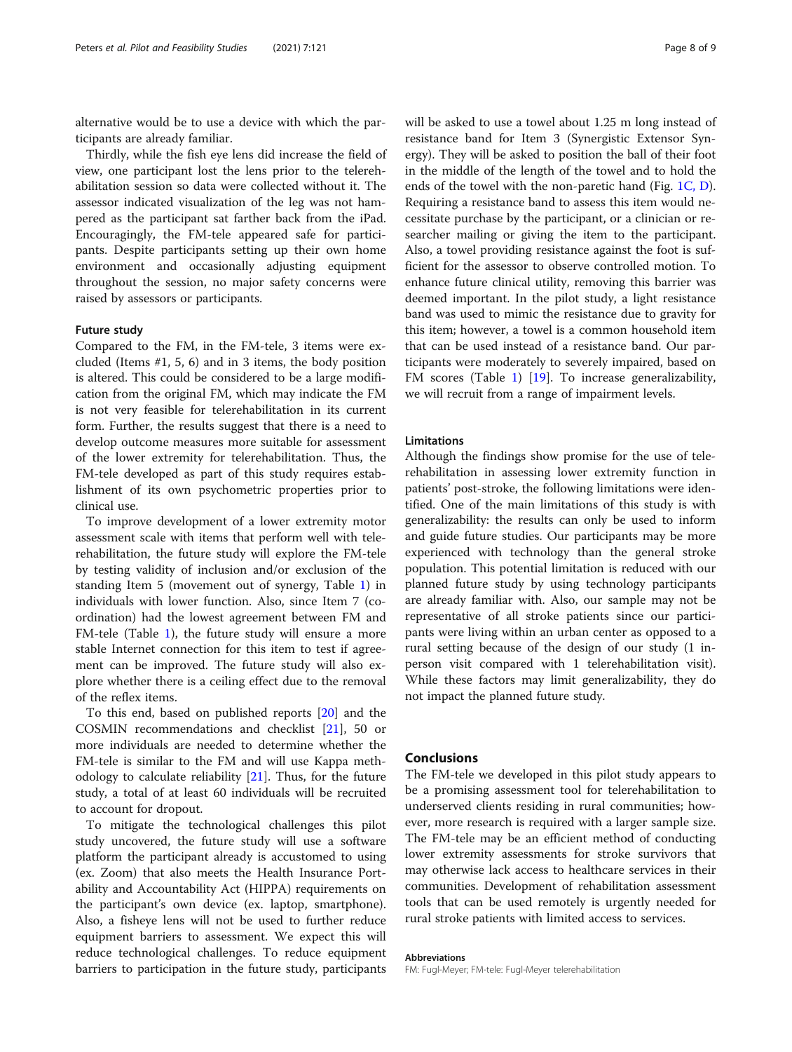alternative would be to use a device with which the participants are already familiar.

Thirdly, while the fish eye lens did increase the field of view, one participant lost the lens prior to the telerehabilitation session so data were collected without it. The assessor indicated visualization of the leg was not hampered as the participant sat farther back from the iPad. Encouragingly, the FM-tele appeared safe for participants. Despite participants setting up their own home environment and occasionally adjusting equipment throughout the session, no major safety concerns were raised by assessors or participants.

### Future study

Compared to the FM, in the FM-tele, 3 items were excluded (Items #1, 5, 6) and in 3 items, the body position is altered. This could be considered to be a large modification from the original FM, which may indicate the FM is not very feasible for telerehabilitation in its current form. Further, the results suggest that there is a need to develop outcome measures more suitable for assessment of the lower extremity for telerehabilitation. Thus, the FM-tele developed as part of this study requires establishment of its own psychometric properties prior to clinical use.

To improve development of a lower extremity motor assessment scale with items that perform well with telerehabilitation, the future study will explore the FM-tele by testing validity of inclusion and/or exclusion of the standing Item 5 (movement out of synergy, Table 1) in individuals with lower function. Also, since Item 7 (coordination) had the lowest agreement between FM and FM-tele (Table 1), the future study will ensure a more stable Internet connection for this item to test if agreement can be improved. The future study will also explore whether there is a ceiling effect due to the removal of the reflex items.

To this end, based on published reports [20] and the COSMIN recommendations and checklist [21], 50 or more individuals are needed to determine whether the FM-tele is similar to the FM and will use Kappa methodology to calculate reliability [21]. Thus, for the future study, a total of at least 60 individuals will be recruited to account for dropout.

To mitigate the technological challenges this pilot study uncovered, the future study will use a software platform the participant already is accustomed to using (ex. Zoom) that also meets the Health Insurance Portability and Accountability Act (HIPPA) requirements on the participant's own device (ex. laptop, smartphone). Also, a fisheye lens will not be used to further reduce equipment barriers to assessment. We expect this will reduce technological challenges. To reduce equipment barriers to participation in the future study, participants will be asked to use a towel about 1.25 m long instead of resistance band for Item 3 (Synergistic Extensor Synergy). They will be asked to position the ball of their foot in the middle of the length of the towel and to hold the ends of the towel with the non-paretic hand (Fig. 1C, D). Requiring a resistance band to assess this item would necessitate purchase by the participant, or a clinician or researcher mailing or giving the item to the participant. Also, a towel providing resistance against the foot is sufficient for the assessor to observe controlled motion. To enhance future clinical utility, removing this barrier was deemed important. In the pilot study, a light resistance band was used to mimic the resistance due to gravity for this item; however, a towel is a common household item that can be used instead of a resistance band. Our participants were moderately to severely impaired, based on FM scores (Table 1) [19]. To increase generalizability, we will recruit from a range of impairment levels.

### Limitations

Although the findings show promise for the use of telerehabilitation in assessing lower extremity function in patients' post-stroke, the following limitations were identified. One of the main limitations of this study is with generalizability: the results can only be used to inform and guide future studies. Our participants may be more experienced with technology than the general stroke population. This potential limitation is reduced with our planned future study by using technology participants are already familiar with. Also, our sample may not be representative of all stroke patients since our participants were living within an urban center as opposed to a rural setting because of the design of our study (1 in-person visit compared with 1 telerehabilitation visit). While these factors may limit generalizability, they do not impact the planned future study.

## Conclusions

The FM-tele we developed in this pilot study appears to be a promising assessment tool for telerehabilitation to underserved clients residing in rural communities; however, more research is required with a larger sample size. The FM-tele may be an efficient method of conducting lower extremity assessments for stroke survivors that may otherwise lack access to healthcare services in their communities. Development of rehabilitation assessment tools that can be used remotely is urgently needed for rural stroke patients with limited access to services.

#### Abbreviations

FM: Fugl-Meyer; FM-tele: Fugl-Meyer telerehabilitation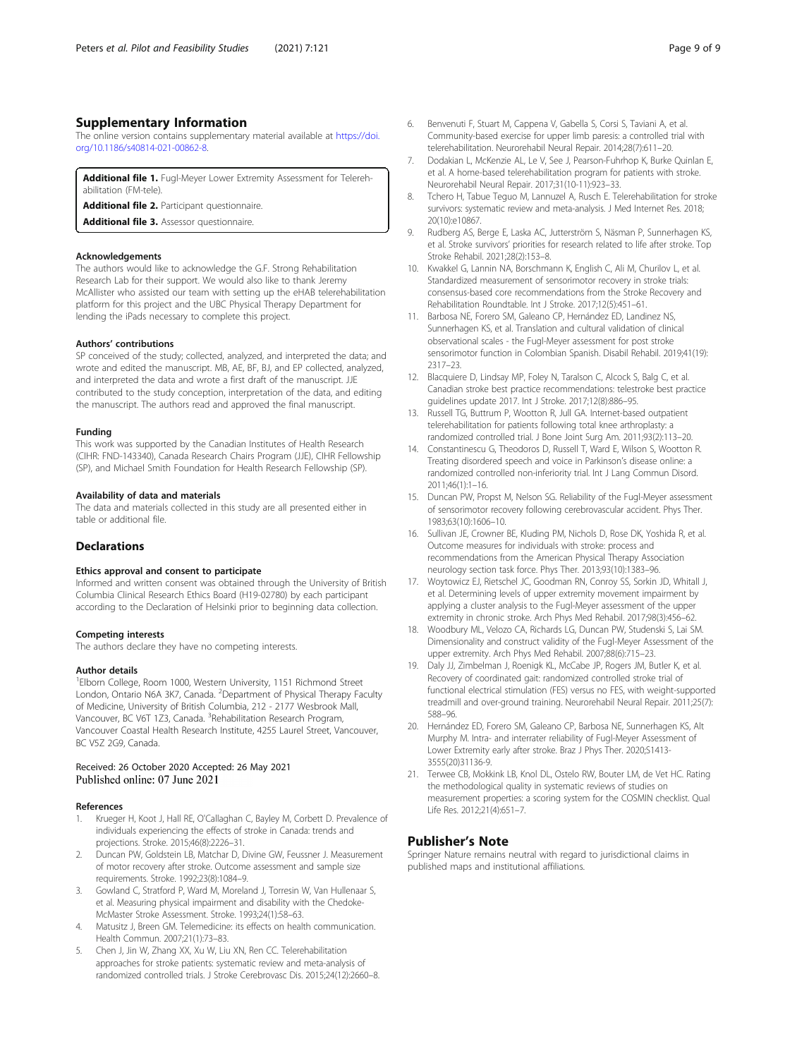## Supplementary Information

The online version contains supplementary material available at https://doi.org/10.1186/s40814-021-00862-8.

**Additional file 1.** Fugl-Meyer Lower Extremity Assessment for Telerehabilitation (FM-tele).

**Additional file 2.** Participant questionnaire.

**Additional file 3.** Assessor questionnaire.

### Acknowledgements

The authors would like to acknowledge the G.F. Strong Rehabilitation Research Lab for their support. We would also like to thank Jeremy McAllister who assisted our team with setting up the eHAB telerehabilitation platform for this project and the UBC Physical Therapy Department for lending the iPads necessary to complete this project.

### Authors' contributions

SP conceived of the study; collected, analyzed, and interpreted the data; and wrote and edited the manuscript. MB, AE, BF, BJ, and EP collected, analyzed, and interpreted the data and wrote a first draft of the manuscript. JJE contributed to the study conception, interpretation of the data, and editing the manuscript. The authors read and approved the final manuscript.

### Funding

This work was supported by the Canadian Institutes of Health Research (CIHR: FND-143340), Canada Research Chairs Program (JJE), CIHR Fellowship (SP), and Michael Smith Foundation for Health Research Fellowship (SP).

### Availability of data and materials

The data and materials collected in this study are all presented either in table or additional file.

## Declarations

### Ethics approval and consent to participate

Informed and written consent was obtained through the University of British Columbia Clinical Research Ethics Board (H19-02780) by each participant according to the Declaration of Helsinki prior to beginning data collection.

### Competing interests

The authors declare they have no competing interests.

### Author details

[1]Elborn College, Room 1000, Western University, 1151 Richmond Street London, Ontario N6A 3K7, Canada. [2]Department of Physical Therapy Faculty of Medicine, University of British Columbia, 212 - 2177 Wesbrook Mall, Vancouver, BC V6T 1Z3, Canada. [3]Rehabilitation Research Program, Vancouver Coastal Health Research Institute, 4255 Laurel Street, Vancouver, BC V5Z 2G9, Canada.

Received: 26 October 2020 Accepted: 26 May 2021
Published online: 07 June 2021

### References

1. Krueger H, Koot J, Hall RE, O'Callaghan C, Bayley M, Corbett D. Prevalence of individuals experiencing the effects of stroke in Canada: trends and projections. Stroke. 2015;46(8):2226–31.
2. Duncan PW, Goldstein LB, Matchar D, Divine GW, Feussner J. Measurement of motor recovery after stroke. Outcome assessment and sample size requirements. Stroke. 1992;23(8):1084–9.
3. Gowland C, Stratford P, Ward M, Moreland J, Torresin W, Van Hullenaar S, et al. Measuring physical impairment and disability with the Chedoke-McMaster Stroke Assessment. Stroke. 1993;24(1):58–63.
4. Matusitz J, Breen GM. Telemedicine: its effects on health communication. Health Commun. 2007;21(1):73–83.
5. Chen J, Jin W, Zhang XX, Xu W, Liu XN, Ren CC. Telerehabilitation approaches for stroke patients: systematic review and meta-analysis of randomized controlled trials. J Stroke Cerebrovasc Dis. 2015;24(12):2660–8.
6. Benvenuti F, Stuart M, Cappena V, Gabella S, Corsi S, Taviani A, et al. Community-based exercise for upper limb paresis: a controlled trial with telerehabilitation. Neurorehabil Neural Repair. 2014;28(7):611–20.
7. Dodakian L, McKenzie AL, Le V, See J, Pearson-Fuhrhop K, Burke Quinlan E, et al. A home-based telerehabilitation program for patients with stroke. Neurorehabil Neural Repair. 2017;31(10-11):923–33.
8. Tchero H, Tabue Teguo M, Lannuzel A, Rusch E. Telerehabilitation for stroke survivors: systematic review and meta-analysis. J Med Internet Res. 2018; 20(10):e10867.
9. Rudberg AS, Berge E, Laska AC, Jutterström S, Näsman P, Sunnerhagen KS, et al. Stroke survivors' priorities for research related to life after stroke. Top Stroke Rehabil. 2021;28(2):153–8.
10. Kwakkel G, Lannin NA, Borschmann K, English C, Ali M, Churilov L, et al. Standardized measurement of sensorimotor recovery in stroke trials: consensus-based core recommendations from the Stroke Recovery and Rehabilitation Roundtable. Int J Stroke. 2017;12(5):451–61.
11. Barbosa NE, Forero SM, Galeano CP, Hernández ED, Landinez NS, Sunnerhagen KS, et al. Translation and cultural validation of clinical observational scales - the Fugl-Meyer assessment for post stroke sensorimotor function in Colombian Spanish. Disabil Rehabil. 2019;41(19): 2317–23.
12. Blacquiere D, Lindsay MP, Foley N, Taralson C, Alcock S, Balg C, et al. Canadian stroke best practice recommendations: telestroke best practice guidelines update 2017. Int J Stroke. 2017;12(8):886–95.
13. Russell TG, Buttrum P, Wootton R, Jull GA. Internet-based outpatient telerehabilitation for patients following total knee arthroplasty: a randomized controlled trial. J Bone Joint Surg Am. 2011;93(2):113–20.
14. Constantinescu G, Theodoros D, Russell T, Ward E, Wilson S, Wootton R. Treating disordered speech and voice in Parkinson's disease online: a randomized controlled non-inferiority trial. Int J Lang Commun Disord. 2011;46(1):1–16.
15. Duncan PW, Propst M, Nelson SG. Reliability of the Fugl-Meyer assessment of sensorimotor recovery following cerebrovascular accident. Phys Ther. 1983;63(10):1606–10.
16. Sullivan JE, Crowner BE, Kluding PM, Nichols D, Rose DK, Yoshida R, et al. Outcome measures for individuals with stroke: process and recommendations from the American Physical Therapy Association neurology section task force. Phys Ther. 2013;93(10):1383–96.
17. Woytowicz EJ, Rietschel JC, Goodman RN, Conroy SS, Sorkin JD, Whitall J, et al. Determining levels of upper extremity movement impairment by applying a cluster analysis to the Fugl-Meyer assessment of the upper extremity in chronic stroke. Arch Phys Med Rehabil. 2017;98(3):456–62.
18. Woodbury ML, Velozo CA, Richards LG, Duncan PW, Studenski S, Lai SM. Dimensionality and construct validity of the Fugl-Meyer Assessment of the upper extremity. Arch Phys Med Rehabil. 2007;88(6):715–23.
19. Daly JJ, Zimbelman J, Roenigk KL, McCabe JP, Rogers JM, Butler K, et al. Recovery of coordinated gait: randomized controlled stroke trial of functional electrical stimulation (FES) versus no FES, with weight-supported treadmill and over-ground training. Neurorehabil Neural Repair. 2011;25(7): 588–96.
20. Hernández ED, Forero SM, Galeano CP, Barbosa NE, Sunnerhagen KS, Alt Murphy M. Intra- and interrater reliability of Fugl-Meyer Assessment of Lower Extremity early after stroke. Braz J Phys Ther. 2020;S1413-3555(20)31136-9.
21. Terwee CB, Mokkink LB, Knol DL, Ostelo RW, Bouter LM, de Vet HC. Rating the methodological quality in systematic reviews of studies on measurement properties: a scoring system for the COSMIN checklist. Qual Life Res. 2012;21(4):651–7.

## Publisher's Note

Springer Nature remains neutral with regard to jurisdictional claims in published maps and institutional affiliations.